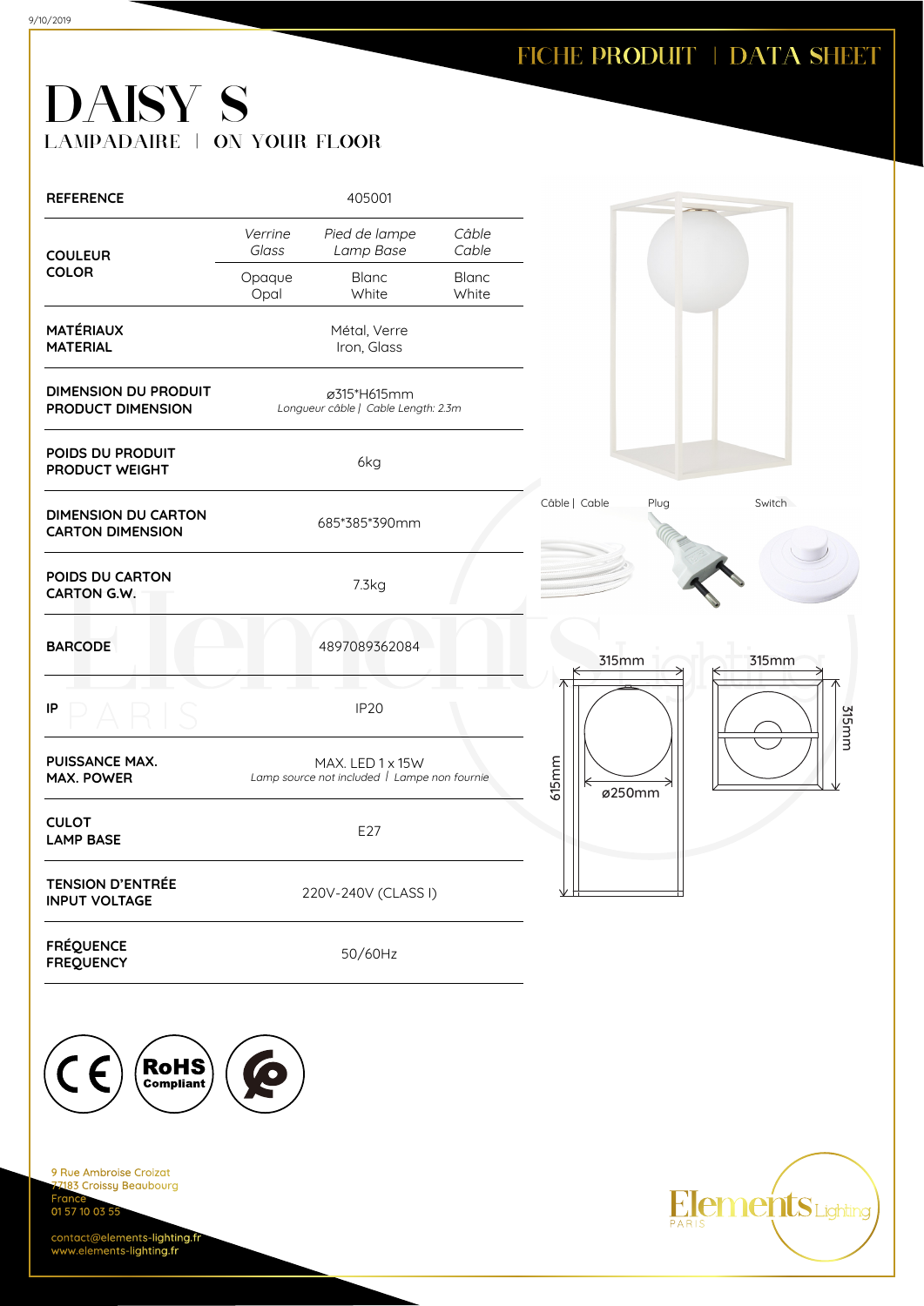# FICHE PRODUIT | DATA SHEET

# DAISY S

## LAMPADAIRE | ON YOUR FLOOR

| | | | |
|---|---|---|---|
| **REFERENCE** | 405001 | | |
| **COULEUR** **COLOR** | *Verrine* *Glass* | *Pied de lampe* *Lamp Base* | *Câble* *Cable* |
| | Opaque Opal | Blanc White | Blanc White |
| **MATÉRIAUX** **MATERIAL** | Métal, Verre Iron, Glass | | |
| **DIMENSION DU PRODUIT** **PRODUCT DIMENSION** | ø315*H615mm *Longueur câble \| Cable Length: 2.3m* | | |
| **POIDS DU PRODUIT** **PRODUCT WEIGHT** | 6kg | | |
| **DIMENSION DU CARTON** **CARTON DIMENSION** | 685*385*390mm | | |
| **POIDS DU CARTON** **CARTON G.W.** | 7.3kg | | |
| **BARCODE** | 4897089362084 | | |
| **IP** | IP20 | | |
| **PUISSANCE MAX.** **MAX. POWER** | MAX. LED 1 x 15W *Lamp source not included \| Lampe non fournie* | | |
| **CULOT** **LAMP BASE** | E27 | | |
| **TENSION D'ENTRÉE** **INPUT VOLTAGE** | 220V-240V (CLASS I) | | |
| **FRÉQUENCE** **FREQUENCY** | 50/60Hz | | |

Câble | Cable — Plug — Switch

315mm — 315mm — 315mm — 615mm — ø250mm

9 Rue Ambroise Croizat
77183 Croissy Beaubourg
France
01 57 10 03 55

contact@elements-lighting.fr
www.elements-lighting.fr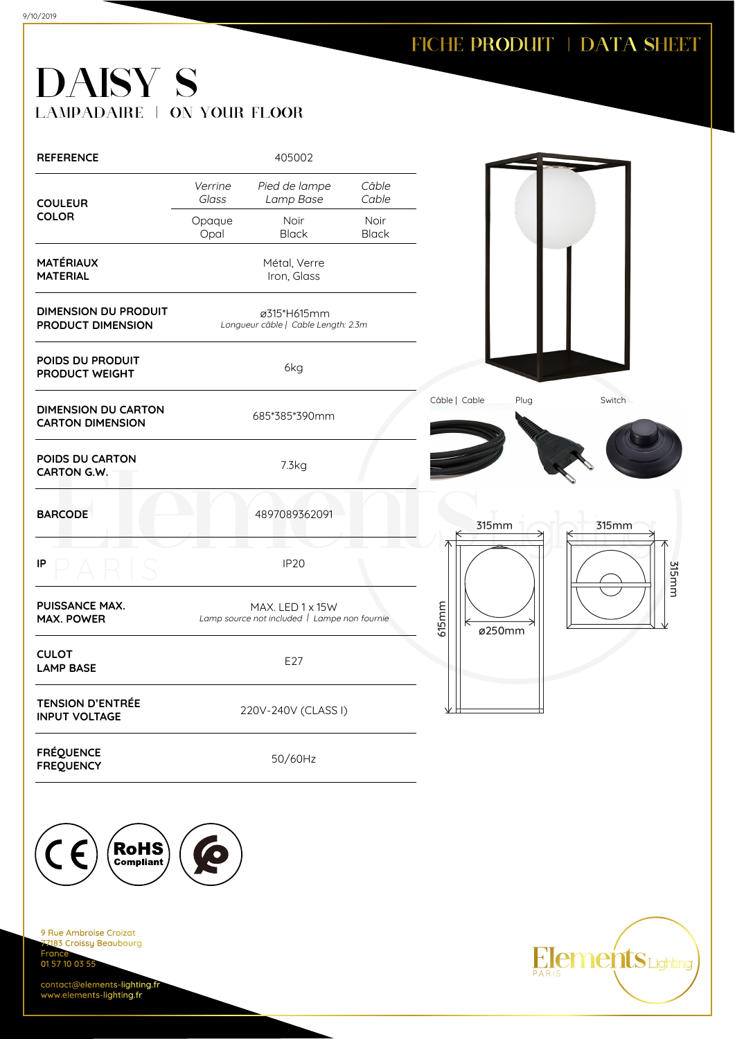FICHE PRODUIT | DATA SHEET

# DAISY S

## LAMPADAIRE | ON YOUR FLOOR

| | | | |
|---|---|---|---|
| **REFERENCE** | 405002 | | |
| **COULEUR COLOR** | *Verrine Glass* | *Pied de lampe Lamp Base* | *Câble Cable* |
| | Opaque Opal | Noir Black | Noir Black |
| **MATÉRIAUX MATERIAL** | Métal, Verre Iron, Glass | | |
| **DIMENSION DU PRODUIT PRODUCT DIMENSION** | ø315*H615mm *Longueur câble \| Cable Length: 2.3m* | | |
| **POIDS DU PRODUIT PRODUCT WEIGHT** | 6kg | | |
| **DIMENSION DU CARTON CARTON DIMENSION** | 685*385*390mm | | |
| **POIDS DU CARTON CARTON G.W.** | 7.3kg | | |
| **BARCODE** | 4897089362091 | | |
| **IP** | IP20 | | |
| **PUISSANCE MAX. MAX. POWER** | MAX. LED 1 x 15W *Lamp source not included \| Lampe non fournie* | | |
| **CULOT LAMP BASE** | E27 | | |
| **TENSION D'ENTRÉE INPUT VOLTAGE** | 220V-240V (CLASS I) | | |
| **FRÉQUENCE FREQUENCY** | 50/60Hz | | |

Câble | Cable    Plug    Switch

315mm    315mm    615mm    ø250mm    315mm

CE  RoHS Compliant

9 Rue Ambroise Croizat
77183 Croissy Beaubourg
France
01 57 10 03 55

contact@elements-lighting.fr
www.elements-lighting.fr

Elements Lighting PARIS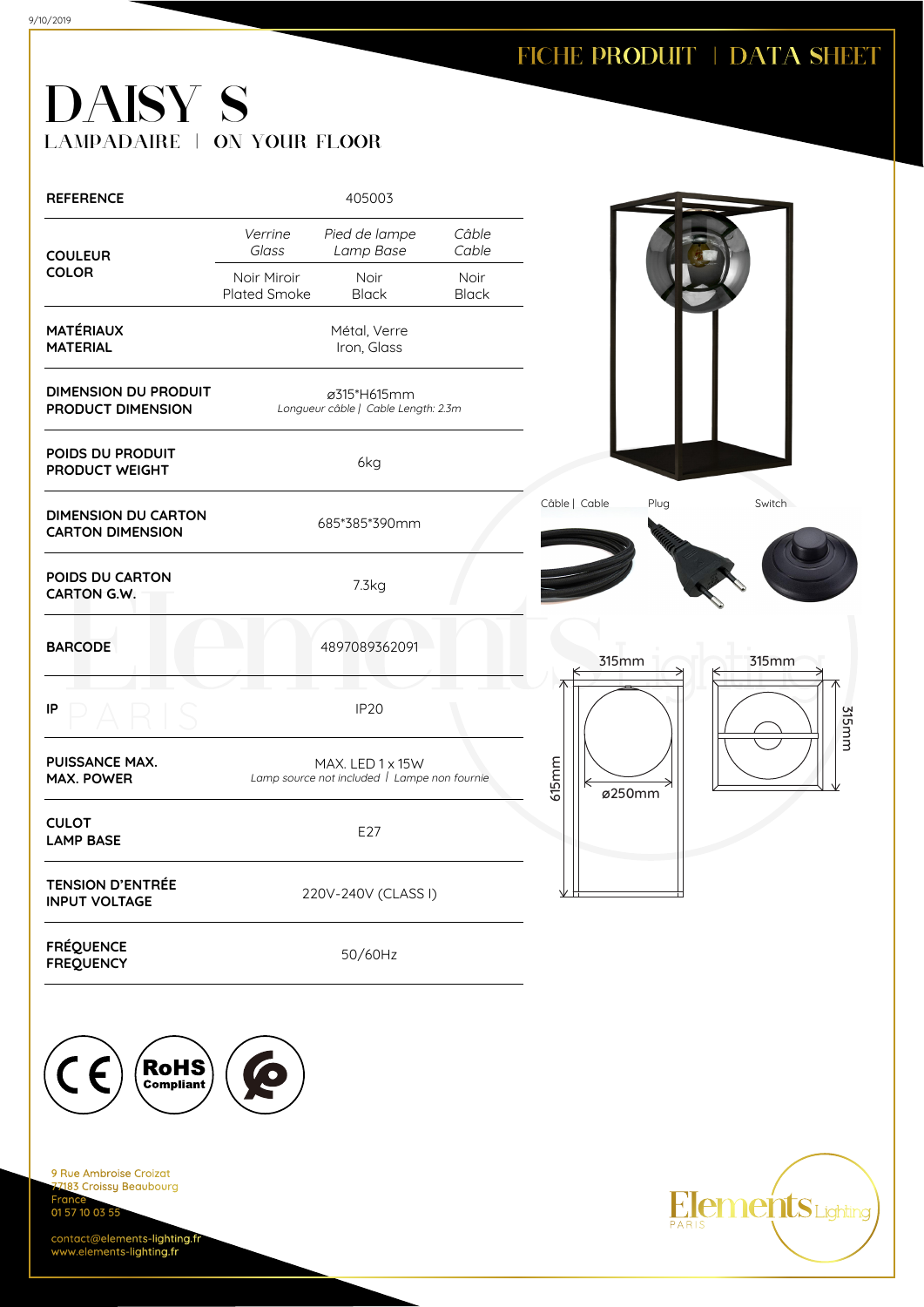FICHE PRODUIT | DATA SHEET

# DAISY S

## LAMPADAIRE | ON YOUR FLOOR

| | | | |
|---|---|---|---|
| **REFERENCE** | 405003 | | |
| **COULEUR COLOR** | *Verrine Glass* | *Pied de lampe Lamp Base* | *Câble Cable* |
| | Noir Miroir Plated Smoke | Noir Black | Noir Black |
| **MATÉRIAUX MATERIAL** | Métal, Verre Iron, Glass | | |
| **DIMENSION DU PRODUIT PRODUCT DIMENSION** | ø315*H615mm *Longueur câble \| Cable Length: 2.3m* | | |
| **POIDS DU PRODUIT PRODUCT WEIGHT** | 6kg | | |
| **DIMENSION DU CARTON CARTON DIMENSION** | 685*385*390mm | | |
| **POIDS DU CARTON CARTON G.W.** | 7.3kg | | |
| **BARCODE** | 4897089362091 | | |
| **IP** | IP20 | | |
| **PUISSANCE MAX. MAX. POWER** | MAX. LED 1 x 15W *Lamp source not included \| Lampe non fournie* | | |
| **CULOT LAMP BASE** | E27 | | |
| **TENSION D'ENTRÉE INPUT VOLTAGE** | 220V-240V (CLASS I) | | |
| **FRÉQUENCE FREQUENCY** | 50/60Hz | | |

Câble | Cable — Plug — Switch

315mm — 315mm — 315mm — 615mm — ø250mm

CE — RoHS Compliant

9 Rue Ambroise Croizat
77183 Croissy Beaubourg
France
01 57 10 03 55

contact@elements-lighting.fr
www.elements-lighting.fr

Elements Lighting PARIS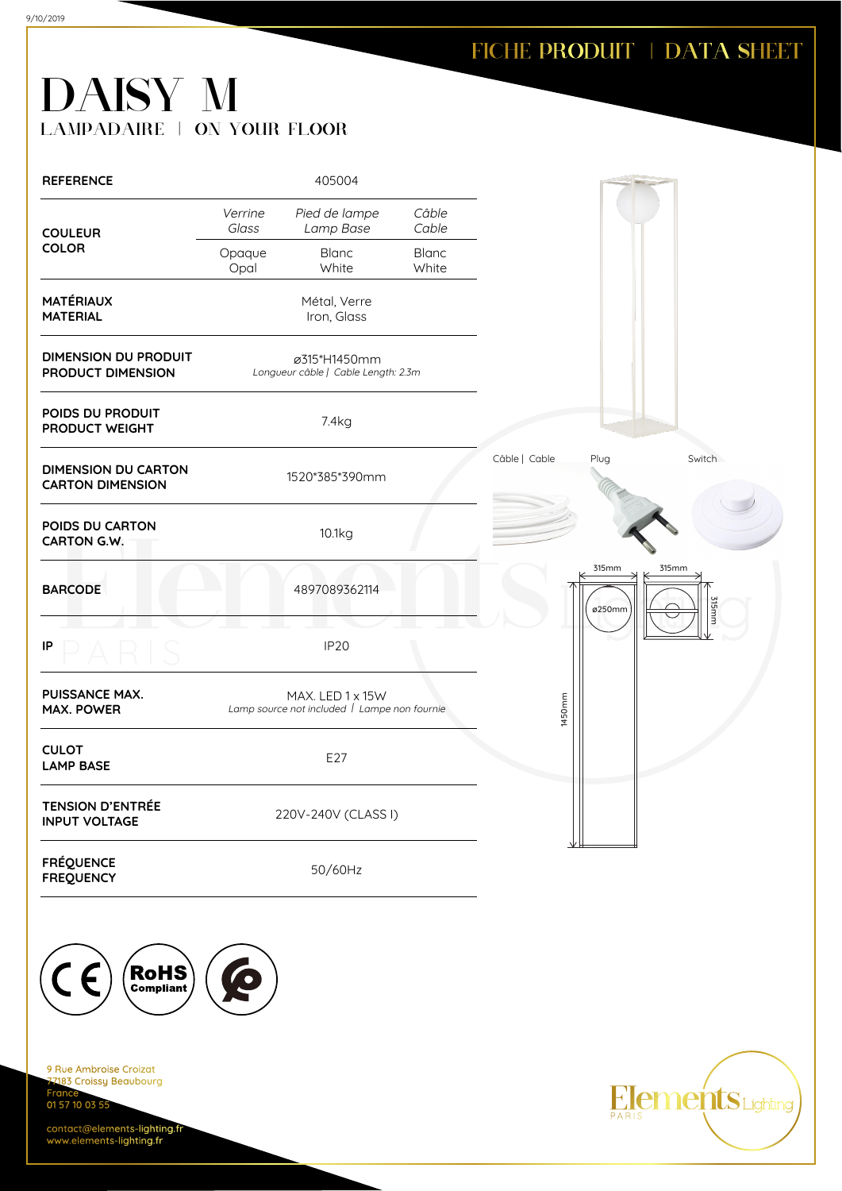FICHE PRODUIT | DATA SHEET

# DAISY M

## LAMPADAIRE | ON YOUR FLOOR

| | | | |
|---|---|---|---|
| **REFERENCE** | 405004 | | |
| **COULEUR COLOR** | *Verrine Glass* | *Pied de lampe Lamp Base* | *Câble Cable* |
| | Opaque Opal | Blanc White | Blanc White |
| **MATÉRIAUX MATERIAL** | Métal, Verre Iron, Glass | | |
| **DIMENSION DU PRODUIT PRODUCT DIMENSION** | ø315*H1450mm *Longueur câble \| Cable Length: 2.3m* | | |
| **POIDS DU PRODUIT PRODUCT WEIGHT** | 7.4kg | | |
| **DIMENSION DU CARTON CARTON DIMENSION** | 1520*385*390mm | | |
| **POIDS DU CARTON CARTON G.W.** | 10.1kg | | |
| **BARCODE** | 4897089362114 | | |
| **IP** | IP20 | | |
| **PUISSANCE MAX. MAX. POWER** | MAX. LED 1 x 15W *Lamp source not included \| Lampe non fournie* | | |
| **CULOT LAMP BASE** | E27 | | |
| **TENSION D'ENTRÉE INPUT VOLTAGE** | 220V-240V (CLASS I) | | |
| **FRÉQUENCE FREQUENCY** | 50/60Hz | | |

Câble | Cable    Plug    Switch

315mm    315mm    ø250mm    315mm    1450mm

9 Rue Ambroise Croizat
77183 Croissy Beaubourg
France
01 57 10 03 55

contact@elements-lighting.fr
www.elements-lighting.fr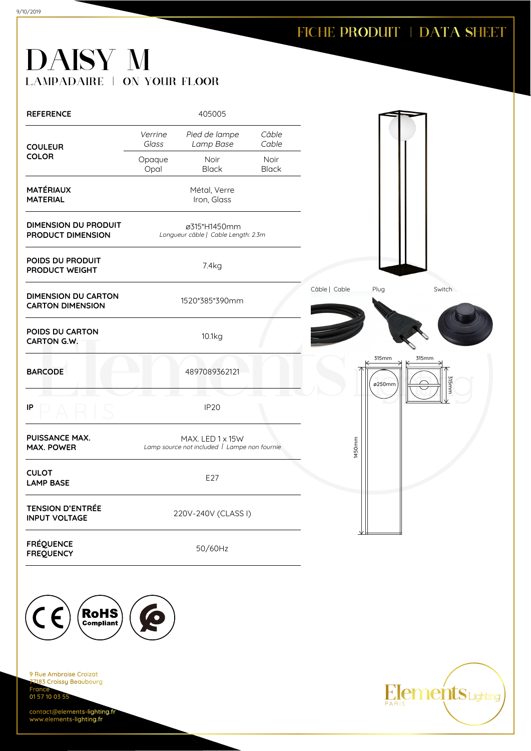FICHE PRODUIT | DATA SHEET

# DAISY M

## LAMPADAIRE | ON YOUR FLOOR

| | | | |
|---|---|---|---|
| **REFERENCE** | 405005 | | |
| **COULEUR**<br>**COLOR** | *Verrine*<br>*Glass* | *Pied de lampe*<br>*Lamp Base* | *Câble*<br>*Cable* |
| | Opaque<br>Opal | Noir<br>Black | Noir<br>Black |
| **MATÉRIAUX**<br>**MATERIAL** | Métal, Verre<br>Iron, Glass | | |
| **DIMENSION DU PRODUIT**<br>**PRODUCT DIMENSION** | ø315*H1450mm<br>*Longueur câble \| Cable Length: 2.3m* | | |
| **POIDS DU PRODUIT**<br>**PRODUCT WEIGHT** | 7.4kg | | |
| **DIMENSION DU CARTON**<br>**CARTON DIMENSION** | 1520*385*390mm | | |
| **POIDS DU CARTON**<br>**CARTON G.W.** | 10.1kg | | |
| **BARCODE** | 4897089362121 | | |
| **IP** | IP20 | | |
| **PUISSANCE MAX.**<br>**MAX. POWER** | MAX. LED 1 x 15W<br>*Lamp source not included \| Lampe non fournie* | | |
| **CULOT**<br>**LAMP BASE** | E27 | | |
| **TENSION D'ENTRÉE**<br>**INPUT VOLTAGE** | 220V-240V (CLASS I) | | |
| **FRÉQUENCE**<br>**FREQUENCY** | 50/60Hz | | |

Câble | Cable — Plug — Switch

315mm — 315mm — ø250mm — 315mm — 1450mm

9 Rue Ambroise Croizat
77183 Croissy Beaubourg
France
01 57 10 03 55

contact@elements-lighting.fr
www.elements-lighting.fr

Elements Lighting PARIS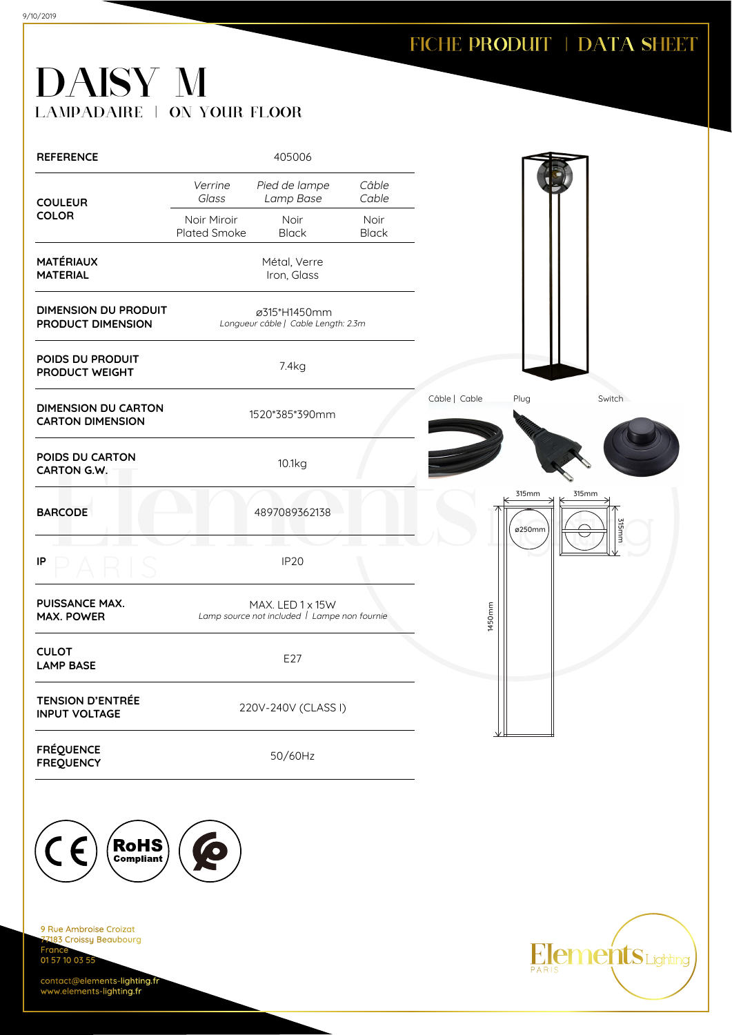9/10/2019

FICHE PRODUIT | DATA SHEET

# DAISY M

LAMPADAIRE | ON YOUR FLOOR

| | | | |
|---|---|---|---|
| **REFERENCE** | 405006 | | |
| **COULEUR** **COLOR** | *Verrine* *Glass* | *Pied de lampe* *Lamp Base* | *Câble* *Cable* |
| | Noir Miroir Plated Smoke | Noir Black | Noir Black |
| **MATÉRIAUX** **MATERIAL** | Métal, Verre Iron, Glass | | |
| **DIMENSION DU PRODUIT** **PRODUCT DIMENSION** | ø315*H1450mm *Longueur câble \| Cable Length: 2.3m* | | |
| **POIDS DU PRODUIT** **PRODUCT WEIGHT** | 7.4kg | | |
| **DIMENSION DU CARTON** **CARTON DIMENSION** | 1520*385*390mm | | |
| **POIDS DU CARTON** **CARTON G.W.** | 10.1kg | | |
| **BARCODE** | 4897089362138 | | |
| **IP** | IP20 | | |
| **PUISSANCE MAX.** **MAX. POWER** | MAX. LED 1 x 15W *Lamp source not included \| Lampe non fournie* | | |
| **CULOT** **LAMP BASE** | E27 | | |
| **TENSION D'ENTRÉE** **INPUT VOLTAGE** | 220V-240V (CLASS I) | | |
| **FRÉQUENCE** **FREQUENCY** | 50/60Hz | | |

Câble | Cable

Plug

Switch

315mm

315mm

ø250mm

315mm

1450mm

9 Rue Ambroise Croizat
77183 Croissy Beaubourg
France
01 57 10 03 55

contact@elements-lighting.fr
www.elements-lighting.fr